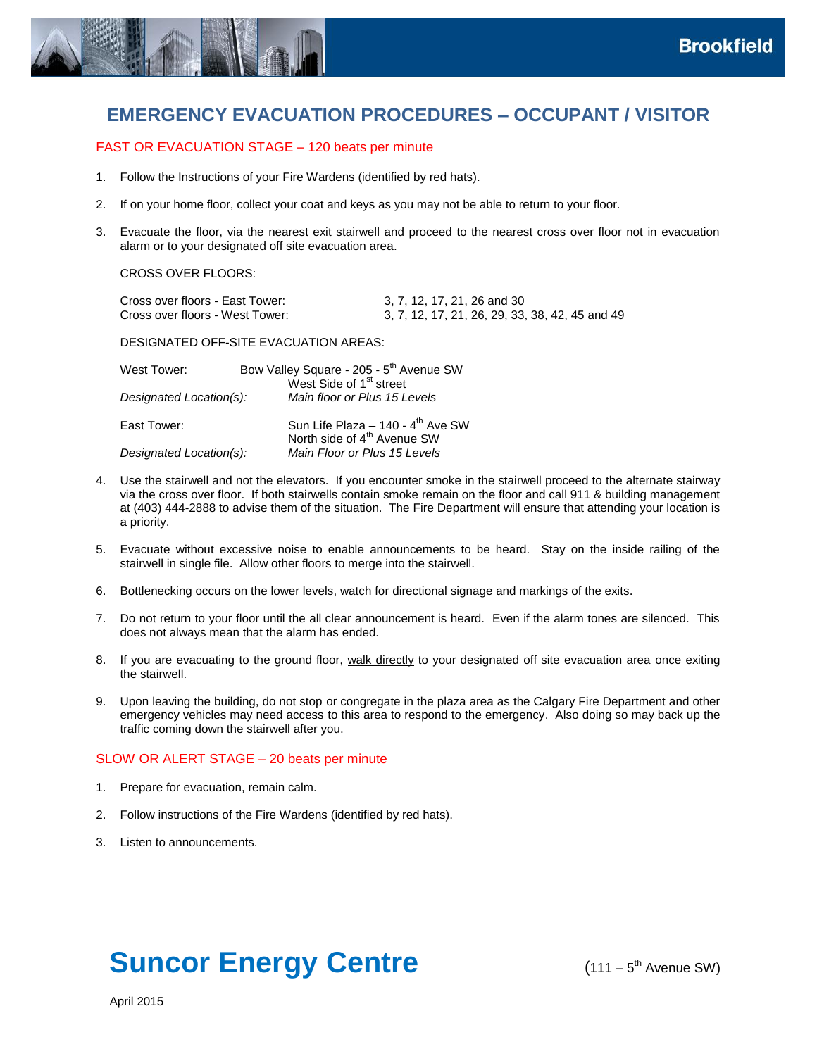Brookfield

# EMERGENCY EVACUATION PROCEDURES – OCCUPANT / VISITOR

## FAST OR EVACUATION STAGE – 120 beats per minute

1. Follow the Instructions of your Fire Wardens (identified by red hats).

2. If on your home floor, collect your coat and keys as you may not be able to return to your floor.

3. Evacuate the floor, via the nearest exit stairwell and proceed to the nearest cross over floor not in evacuation alarm or to your designated off site evacuation area.

   CROSS OVER FLOORS:

   | | |
   |---|---|
   | Cross over floors - East Tower: | 3, 7, 12, 17, 21, 26 and 30 |
   | Cross over floors - West Tower: | 3, 7, 12, 17, 21, 26, 29, 33, 38, 42, 45 and 49 |

   DESIGNATED OFF-SITE EVACUATION AREAS:

   | | |
   |---|---|
   | West Tower: | Bow Valley Square - 205 - 5th Avenue SW<br>West Side of 1st street |
   | *Designated Location(s):* | *Main floor or Plus 15 Levels* |
   | East Tower: | Sun Life Plaza – 140 - 4th Ave SW<br>North side of 4th Avenue SW |
   | *Designated Location(s):* | *Main Floor or Plus 15 Levels* |

4. Use the stairwell and not the elevators. If you encounter smoke in the stairwell proceed to the alternate stairway via the cross over floor. If both stairwells contain smoke remain on the floor and call 911 & building management at (403) 444-2888 to advise them of the situation. The Fire Department will ensure that attending your location is a priority.

5. Evacuate without excessive noise to enable announcements to be heard. Stay on the inside railing of the stairwell in single file. Allow other floors to merge into the stairwell.

6. Bottlenecking occurs on the lower levels, watch for directional signage and markings of the exits.

7. Do not return to your floor until the all clear announcement is heard. Even if the alarm tones are silenced. This does not always mean that the alarm has ended.

8. If you are evacuating to the ground floor, <u>walk directly</u> to your designated off site evacuation area once exiting the stairwell.

9. Upon leaving the building, do not stop or congregate in the plaza area as the Calgary Fire Department and other emergency vehicles may need access to this area to respond to the emergency. Also doing so may back up the traffic coming down the stairwell after you.

## SLOW OR ALERT STAGE – 20 beats per minute

1. Prepare for evacuation, remain calm.

2. Follow instructions of the Fire Wardens (identified by red hats).

3. Listen to announcements.

# Suncor Energy Centre

(111 – 5th Avenue SW)

April 2015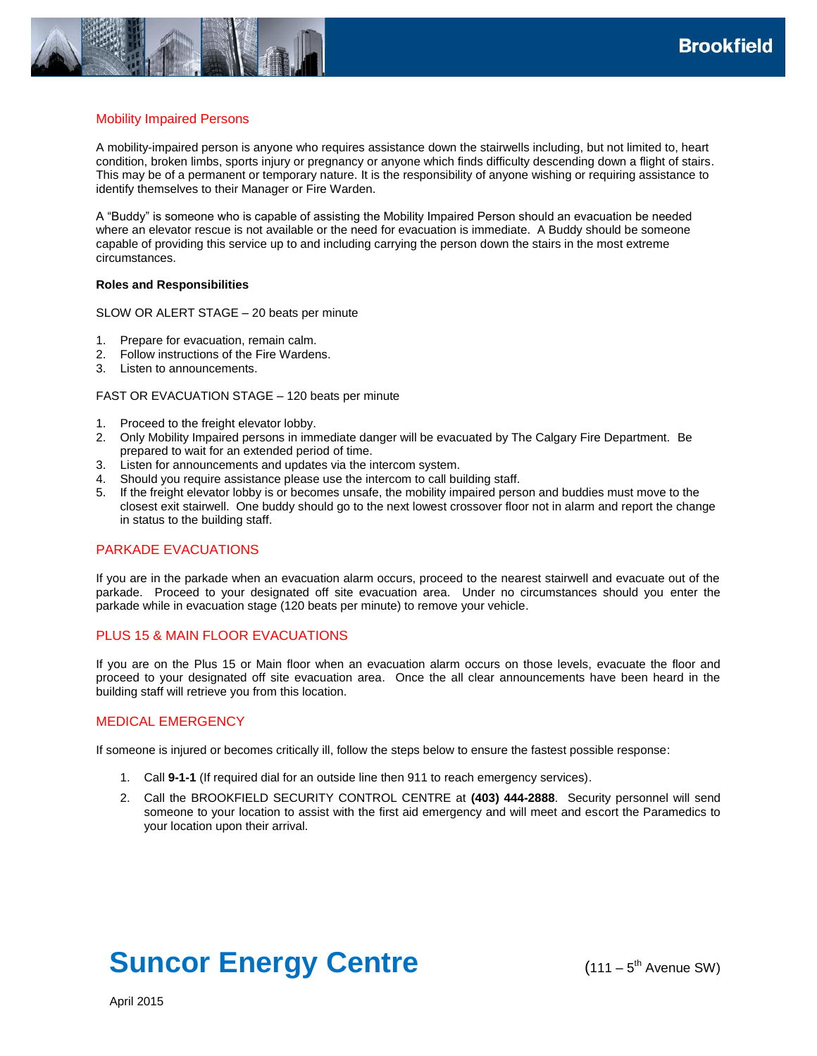## Mobility Impaired Persons

A mobility-impaired person is anyone who requires assistance down the stairwells including, but not limited to, heart condition, broken limbs, sports injury or pregnancy or anyone which finds difficulty descending down a flight of stairs. This may be of a permanent or temporary nature. It is the responsibility of anyone wishing or requiring assistance to identify themselves to their Manager or Fire Warden.

A "Buddy" is someone who is capable of assisting the Mobility Impaired Person should an evacuation be needed where an elevator rescue is not available or the need for evacuation is immediate. A Buddy should be someone capable of providing this service up to and including carrying the person down the stairs in the most extreme circumstances.

**Roles and Responsibilities**

SLOW OR ALERT STAGE – 20 beats per minute

1. Prepare for evacuation, remain calm.
2. Follow instructions of the Fire Wardens.
3. Listen to announcements.

FAST OR EVACUATION STAGE – 120 beats per minute

1. Proceed to the freight elevator lobby.
2. Only Mobility Impaired persons in immediate danger will be evacuated by The Calgary Fire Department. Be prepared to wait for an extended period of time.
3. Listen for announcements and updates via the intercom system.
4. Should you require assistance please use the intercom to call building staff.
5. If the freight elevator lobby is or becomes unsafe, the mobility impaired person and buddies must move to the closest exit stairwell. One buddy should go to the next lowest crossover floor not in alarm and report the change in status to the building staff.

## PARKADE EVACUATIONS

If you are in the parkade when an evacuation alarm occurs, proceed to the nearest stairwell and evacuate out of the parkade. Proceed to your designated off site evacuation area. Under no circumstances should you enter the parkade while in evacuation stage (120 beats per minute) to remove your vehicle.

## PLUS 15 & MAIN FLOOR EVACUATIONS

If you are on the Plus 15 or Main floor when an evacuation alarm occurs on those levels, evacuate the floor and proceed to your designated off site evacuation area. Once the all clear announcements have been heard in the building staff will retrieve you from this location.

## MEDICAL EMERGENCY

If someone is injured or becomes critically ill, follow the steps below to ensure the fastest possible response:

1. Call **9-1-1** (If required dial for an outside line then 911 to reach emergency services).
2. Call the BROOKFIELD SECURITY CONTROL CENTRE at **(403) 444-2888**. Security personnel will send someone to your location to assist with the first aid emergency and will meet and escort the Paramedics to your location upon their arrival.

# Suncor Energy Centre

(111 – 5th Avenue SW)

April 2015